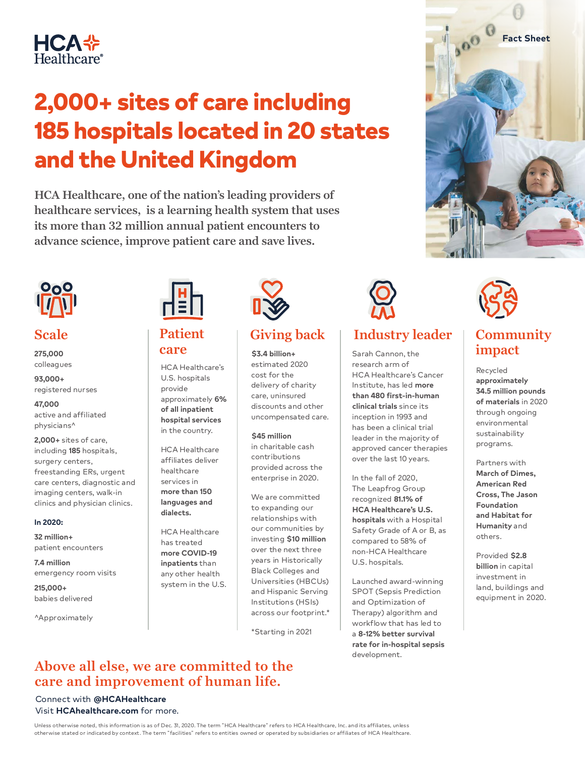HCA Healthcare®

Fact Sheet

# 2,000+ sites of care including 185 hospitals located in 20 states and the United Kingdom

HCA Healthcare, one of the nation's leading providers of healthcare services, is a learning health system that uses its more than 32 million annual patient encounters to advance science, improve patient care and save lives.

## Scale

**275,000**
colleagues

**93,000+**
registered nurses

**47,000**
active and affiliated physicians^

**2,000+** sites of care, including **185** hospitals, surgery centers, freestanding ERs, urgent care centers, diagnostic and imaging centers, walk-in clinics and physician clinics.

**In 2020:**

**32 million+**
patient encounters

**7.4 million**
emergency room visits

**215,000+**
babies delivered

^Approximately

## Patient care

HCA Healthcare's U.S. hospitals provide approximately **6% of all inpatient hospital services** in the country.

HCA Healthcare affiliates deliver healthcare services in **more than 150 languages and dialects.**

HCA Healthcare has treated **more COVID-19 inpatients** than any other health system in the U.S.

## Giving back

**$3.4 billion+** estimated 2020 cost for the delivery of charity care, uninsured discounts and other uncompensated care.

**$45 million** in charitable cash contributions provided across the enterprise in 2020.

We are committed to expanding our relationships with our communities by investing **$10 million** over the next three years in Historically Black Colleges and Universities (HBCUs) and Hispanic Serving Institutions (HSIs) across our footprint.*

*Starting in 2021

## Industry leader

Sarah Cannon, the research arm of HCA Healthcare's Cancer Institute, has led **more than 480 first-in-human clinical trials** since its inception in 1993 and has been a clinical trial leader in the majority of approved cancer therapies over the last 10 years.

In the fall of 2020, The Leapfrog Group recognized **81.1% of HCA Healthcare's U.S. hospitals** with a Hospital Safety Grade of A or B, as compared to 58% of non-HCA Healthcare U.S. hospitals.

Launched award-winning SPOT (Sepsis Prediction and Optimization of Therapy) algorithm and workflow that has led to a **8-12% better survival rate for in-hospital sepsis** development.

## Community impact

Recycled **approximately 34.5 million pounds of materials** in 2020 through ongoing environmental sustainability programs.

Partners with **March of Dimes, American Red Cross, The Jason Foundation and Habitat for Humanity** and others.

Provided **$2.8 billion** in capital investment in land, buildings and equipment in 2020.

## Above all else, we are committed to the care and improvement of human life.

Connect with **@HCAHealthcare**
Visit **HCAhealthcare.com** for more.

Unless otherwise noted, this information is as of Dec. 31, 2020. The term "HCA Healthcare" refers to HCA Healthcare, Inc. and its affiliates, unless otherwise stated or indicated by context. The term "facilities" refers to entities owned or operated by subsidiaries or affiliates of HCA Healthcare.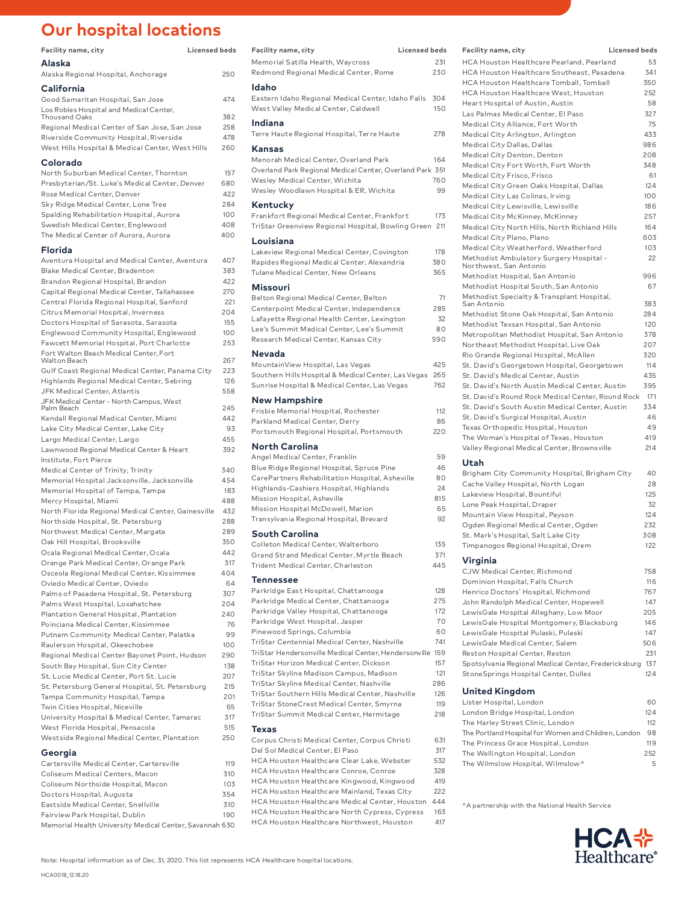# Our hospital locations

| Facility name, city | Licensed beds |
|---|---|
| **Alaska** | |
| Alaska Regional Hospital, Anchorage | 250 |
| **California** | |
| Good Samaritan Hospital, San Jose | 474 |
| Los Robles Hospital and Medical Center, Thousand Oaks | 382 |
| Regional Medical Center of San Jose, San Jose | 258 |
| Riverside Community Hospital, Riverside | 478 |
| West Hills Hospital & Medical Center, West Hills | 260 |
| **Colorado** | |
| North Suburban Medical Center, Thornton | 157 |
| Presbyterian/St. Luke's Medical Center, Denver | 680 |
| Rose Medical Center, Denver | 422 |
| Sky Ridge Medical Center, Lone Tree | 284 |
| Spalding Rehabilitation Hospital, Aurora | 100 |
| Swedish Medical Center, Englewood | 408 |
| The Medical Center of Aurora, Aurora | 400 |
| **Florida** | |
| Aventura Hospital and Medical Center, Aventura | 407 |
| Blake Medical Center, Bradenton | 383 |
| Brandon Regional Hospital, Brandon | 422 |
| Capital Regional Medical Center, Tallahassee | 270 |
| Central Florida Regional Hospital, Sanford | 221 |
| Citrus Memorial Hospital, Inverness | 204 |
| Doctors Hospital of Sarasota, Sarasota | 155 |
| Englewood Community Hospital, Englewood | 100 |
| Fawcett Memorial Hospital, Port Charlotte | 253 |
| Fort Walton Beach Medical Center, Fort Walton Beach | 267 |
| Gulf Coast Regional Medical Center, Panama City | 223 |
| Highlands Regional Medical Center, Sebring | 126 |
| JFK Medical Center, Atlantis | 558 |
| JFK Medical Center - North Campus, West Palm Beach | 245 |
| Kendall Regional Medical Center, Miami | 442 |
| Lake City Medical Center, Lake City | 93 |
| Largo Medical Center, Largo | 455 |
| Lawnwood Regional Medical Center & Heart Institute, Fort Pierce | 392 |
| Medical Center of Trinity, Trinity | 340 |
| Memorial Hospital Jacksonville, Jacksonville | 454 |
| Memorial Hospital of Tampa, Tampa | 183 |
| Mercy Hospital, Miami | 488 |
| North Florida Regional Medical Center, Gainesville | 432 |
| Northside Hospital, St. Petersburg | 288 |
| Northwest Medical Center, Margate | 289 |
| Oak Hill Hospital, Brooksville | 350 |
| Ocala Regional Medical Center, Ocala | 442 |
| Orange Park Medical Center, Orange Park | 317 |
| Osceola Regional Medical Center, Kissimmee | 404 |
| Oviedo Medical Center, Oviedo | 64 |
| Palms of Pasadena Hospital, St. Petersburg | 307 |
| Palms West Hospital, Loxahatchee | 204 |
| Plantation General Hospital, Plantation | 240 |
| Poinciana Medical Center, Kissimmee | 76 |
| Putnam Community Medical Center, Palatka | 99 |
| Raulerson Hospital, Okeechobee | 100 |
| Regional Medical Center Bayonet Point, Hudson | 290 |
| South Bay Hospital, Sun City Center | 138 |
| St. Lucie Medical Center, Port St. Lucie | 207 |
| St. Petersburg General Hospital, St. Petersburg | 215 |
| Tampa Community Hospital, Tampa | 201 |
| Twin Cities Hospital, Niceville | 65 |
| University Hospital & Medical Center, Tamarac | 317 |
| West Florida Hospital, Pensacola | 515 |
| Westside Regional Medical Center, Plantation | 250 |
| **Georgia** | |
| Cartersville Medical Center, Cartersville | 119 |
| Coliseum Medical Centers, Macon | 310 |
| Coliseum Northside Hospital, Macon | 103 |
| Doctors Hospital, Augusta | 354 |
| Eastside Medical Center, Snellville | 310 |
| Fairview Park Hospital, Dublin | 190 |
| Memorial Health University Medical Center, Savannah | 630 |
| Memorial Satilla Health, Waycross | 231 |
| Redmond Regional Medical Center, Rome | 230 |
| **Idaho** | |
| Eastern Idaho Regional Medical Center, Idaho Falls | 304 |
| West Valley Medical Center, Caldwell | 150 |
| **Indiana** | |
| Terre Haute Regional Hospital, Terre Haute | 278 |
| **Kansas** | |
| Menorah Medical Center, Overland Park | 164 |
| Overland Park Regional Medical Center, Overland Park | 351 |
| Wesley Medical Center, Wichita | 760 |
| Wesley Woodlawn Hospital & ER, Wichita | 99 |
| **Kentucky** | |
| Frankfort Regional Medical Center, Frankfort | 173 |
| TriStar Greenview Regional Hospital, Bowling Green | 211 |
| **Louisiana** | |
| Lakeview Regional Medical Center, Covington | 178 |
| Rapides Regional Medical Center, Alexandria | 380 |
| Tulane Medical Center, New Orleans | 365 |
| **Missouri** | |
| Belton Regional Medical Center, Belton | 71 |
| Centerpoint Medical Center, Independence | 285 |
| Lafayette Regional Health Center, Lexington | 32 |
| Lee's Summit Medical Center, Lee's Summit | 80 |
| Research Medical Center, Kansas City | 590 |
| **Nevada** | |
| MountainView Hospital, Las Vegas | 425 |
| Southern Hills Hospital & Medical Center, Las Vegas | 265 |
| Sunrise Hospital & Medical Center, Las Vegas | 762 |
| **New Hampshire** | |
| Frisbie Memorial Hospital, Rochester | 112 |
| Parkland Medical Center, Derry | 86 |
| Portsmouth Regional Hospital, Portsmouth | 220 |
| **North Carolina** | |
| Angel Medical Center, Franklin | 59 |
| Blue Ridge Regional Hospital, Spruce Pine | 46 |
| CarePartners Rehabilitation Hospital, Asheville | 80 |
| Highlands-Cashiers Hospital, Highlands | 24 |
| Mission Hospital, Asheville | 815 |
| Mission Hospital McDowell, Marion | 65 |
| Transylvania Regional Hospital, Brevard | 92 |
| **South Carolina** | |
| Colleton Medical Center, Walterboro | 135 |
| Grand Strand Medical Center, Myrtle Beach | 371 |
| Trident Medical Center, Charleston | 445 |
| **Tennessee** | |
| Parkridge East Hospital, Chattanooga | 128 |
| Parkridge Medical Center, Chattanooga | 275 |
| Parkridge Valley Hospital, Chattanooga | 172 |
| Parkridge West Hospital, Jasper | 70 |
| Pinewood Springs, Columbia | 60 |
| TriStar Centennial Medical Center, Nashville | 741 |
| TriStar Hendersonville Medical Center, Hendersonville | 159 |
| TriStar Horizon Medical Center, Dickson | 157 |
| TriStar Skyline Madison Campus, Madison | 121 |
| TriStar Skyline Medical Center, Nashville | 286 |
| TriStar Southern Hills Medical Center, Nashville | 126 |
| TriStar StoneCrest Medical Center, Smyrna | 119 |
| TriStar Summit Medical Center, Hermitage | 218 |
| **Texas** | |
| Corpus Christi Medical Center, Corpus Christi | 631 |
| Del Sol Medical Center, El Paso | 317 |
| HCA Houston Healthcare Clear Lake, Webster | 532 |
| HCA Houston Healthcare Conroe, Conroe | 328 |
| HCA Houston Healthcare Kingwood, Kingwood | 419 |
| HCA Houston Healthcare Mainland, Texas City | 222 |
| HCA Houston Healthcare Medical Center, Houston | 444 |
| HCA Houston Healthcare North Cypress, Cypress | 163 |
| HCA Houston Healthcare Northwest, Houston | 417 |
| HCA Houston Healthcare Pearland, Pearland | 53 |
| HCA Houston Healthcare Southeast, Pasadena | 341 |
| HCA Houston Healthcare Tomball, Tomball | 350 |
| HCA Houston Healthcare West, Houston | 252 |
| Heart Hospital of Austin, Austin | 58 |
| Las Palmas Medical Center, El Paso | 327 |
| Medical City Alliance, Fort Worth | 75 |
| Medical City Arlington, Arlington | 433 |
| Medical City Dallas, Dallas | 986 |
| Medical City Denton, Denton | 208 |
| Medical City Fort Worth, Fort Worth | 348 |
| Medical City Frisco, Frisco | 61 |
| Medical City Green Oaks Hospital, Dallas | 124 |
| Medical City Las Colinas, Irving | 100 |
| Medical City Lewisville, Lewisville | 186 |
| Medical City McKinney, McKinney | 257 |
| Medical City North Hills, North Richland Hills | 164 |
| Medical City Plano, Plano | 603 |
| Medical City Weatherford, Weatherford | 103 |
| Methodist Ambulatory Surgery Hospital - Northwest, San Antonio | 22 |
| Methodist Hospital, San Antonio | 996 |
| Methodist Hospital South, San Antonio | 67 |
| Methodist Specialty & Transplant Hospital, San Antonio | 383 |
| Methodist Stone Oak Hospital, San Antonio | 284 |
| Methodist Texsan Hospital, San Antonio | 120 |
| Metropolitan Methodist Hospital, San Antonio | 378 |
| Northeast Methodist Hospital, Live Oak | 207 |
| Rio Grande Regional Hospital, McAllen | 320 |
| St. David's Georgetown Hospital, Georgetown | 114 |
| St. David's Medical Center, Austin | 435 |
| St. David's North Austin Medical Center, Austin | 395 |
| St. David's Round Rock Medical Center, Round Rock | 171 |
| St. David's South Austin Medical Center, Austin | 334 |
| St. David's Surgical Hospital, Austin | 46 |
| Texas Orthopedic Hospital, Houston | 49 |
| The Woman's Hospital of Texas, Houston | 419 |
| Valley Regional Medical Center, Brownsville | 214 |
| **Utah** | |
| Brigham City Community Hospital, Brigham City | 40 |
| Cache Valley Hospital, North Logan | 28 |
| Lakeview Hospital, Bountiful | 125 |
| Lone Peak Hospital, Draper | 32 |
| Mountain View Hospital, Payson | 124 |
| Ogden Regional Medical Center, Ogden | 232 |
| St. Mark's Hospital, Salt Lake City | 308 |
| Timpanogos Regional Hospital, Orem | 122 |
| **Virginia** | |
| CJW Medical Center, Richmond | 758 |
| Dominion Hospital, Falls Church | 116 |
| Henrico Doctors' Hospital, Richmond | 767 |
| John Randolph Medical Center, Hopewell | 147 |
| LewisGale Hospital Alleghany, Low Moor | 205 |
| LewisGale Hospital Montgomery, Blacksburg | 146 |
| LewisGale Hospital Pulaski, Pulaski | 147 |
| LewisGale Medical Center, Salem | 506 |
| Reston Hospital Center, Reston | 231 |
| Spotsylvania Regional Medical Center, Fredericksburg | 137 |
| StoneSprings Hospital Center, Dulles | 124 |
| **United Kingdom** | |
| Lister Hospital, London | 60 |
| London Bridge Hospital, London | 124 |
| The Harley Street Clinic, London | 112 |
| The Portland Hospital for Women and Children, London | 98 |
| The Princess Grace Hospital, London | 119 |
| The Wellington Hospital, London | 252 |
| The Wilmslow Hospital, Wilmslow^ | 5 |

^A partnership with the National Health Service

HCA Healthcare®

Note: Hospital information as of Dec. 31, 2020. This list represents HCA Healthcare hospital locations.

HCA0018_12.18.20